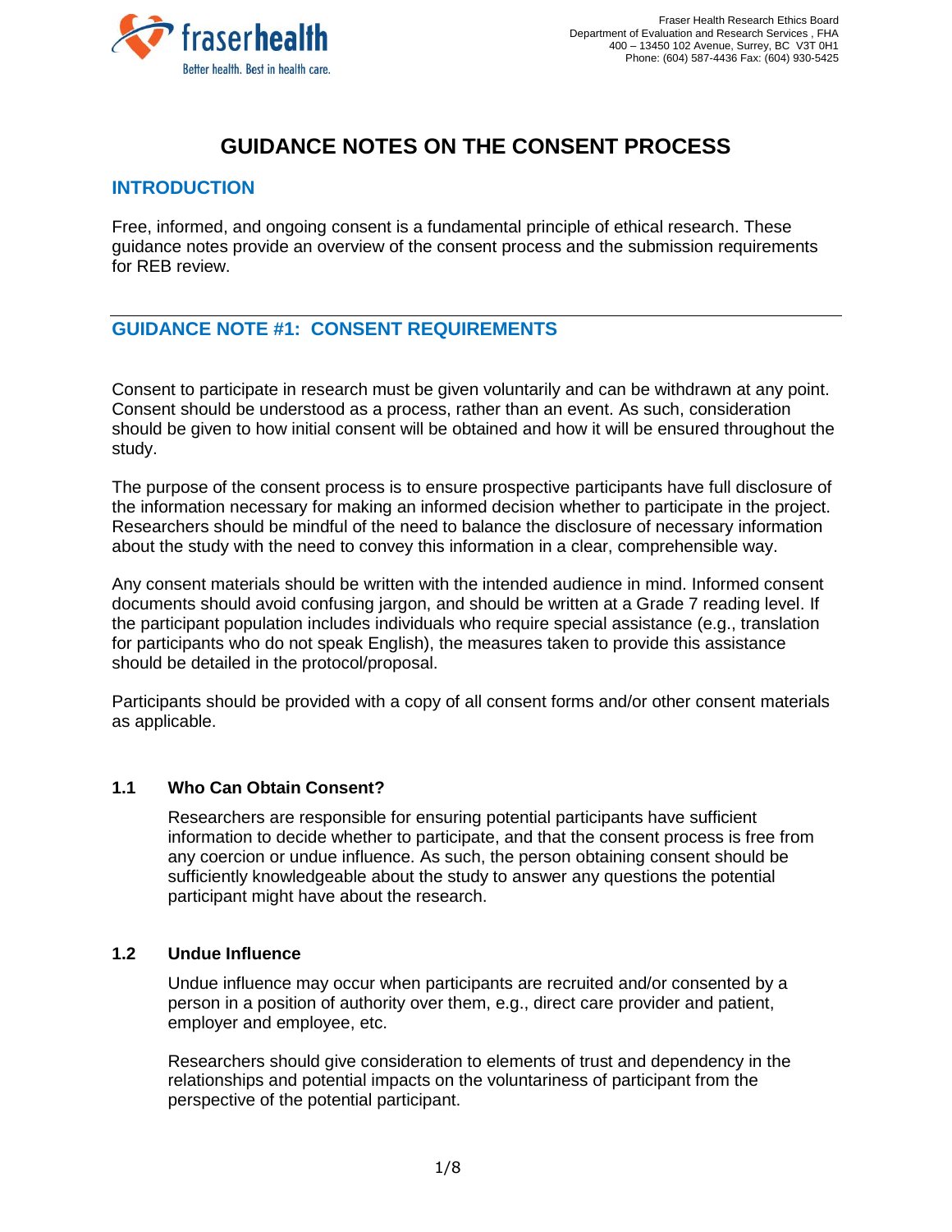Fraser Health Research Ethics Board
Department of Evaluation and Research Services , FHA
400 – 13450 102 Avenue, Surrey, BC V3T 0H1
Phone: (604) 587-4436 Fax: (604) 930-5425

# GUIDANCE NOTES ON THE CONSENT PROCESS

## INTRODUCTION

Free, informed, and ongoing consent is a fundamental principle of ethical research. These guidance notes provide an overview of the consent process and the submission requirements for REB review.

---

## GUIDANCE NOTE #1: CONSENT REQUIREMENTS

Consent to participate in research must be given voluntarily and can be withdrawn at any point. Consent should be understood as a process, rather than an event. As such, consideration should be given to how initial consent will be obtained and how it will be ensured throughout the study.

The purpose of the consent process is to ensure prospective participants have full disclosure of the information necessary for making an informed decision whether to participate in the project. Researchers should be mindful of the need to balance the disclosure of necessary information about the study with the need to convey this information in a clear, comprehensible way.

Any consent materials should be written with the intended audience in mind. Informed consent documents should avoid confusing jargon, and should be written at a Grade 7 reading level. If the participant population includes individuals who require special assistance (e.g., translation for participants who do not speak English), the measures taken to provide this assistance should be detailed in the protocol/proposal.

Participants should be provided with a copy of all consent forms and/or other consent materials as applicable.

### 1.1 Who Can Obtain Consent?

Researchers are responsible for ensuring potential participants have sufficient information to decide whether to participate, and that the consent process is free from any coercion or undue influence. As such, the person obtaining consent should be sufficiently knowledgeable about the study to answer any questions the potential participant might have about the research.

### 1.2 Undue Influence

Undue influence may occur when participants are recruited and/or consented by a person in a position of authority over them, e.g., direct care provider and patient, employer and employee, etc.

Researchers should give consideration to elements of trust and dependency in the relationships and potential impacts on the voluntariness of participant from the perspective of the potential participant.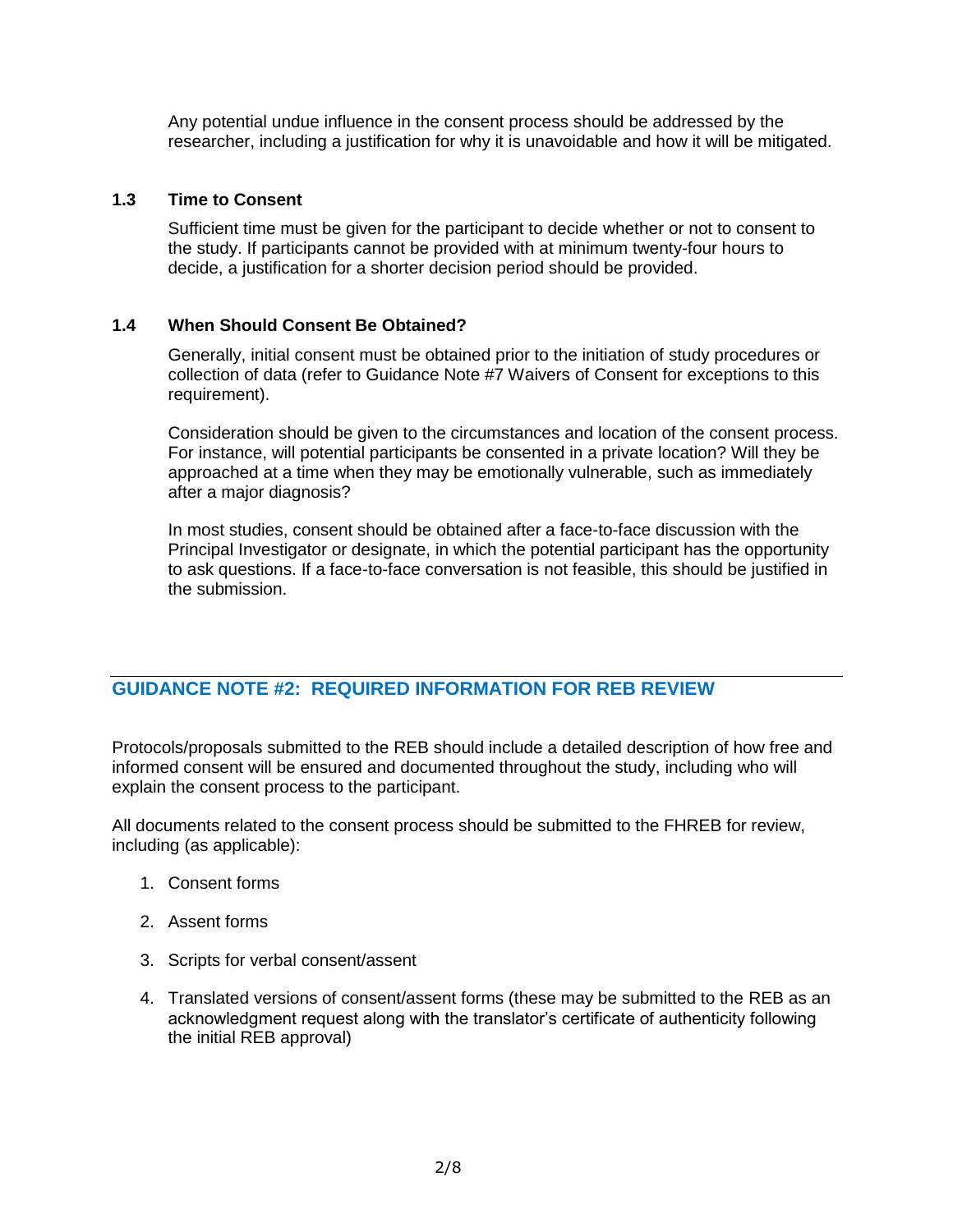Any potential undue influence in the consent process should be addressed by the researcher, including a justification for why it is unavoidable and how it will be mitigated.

### 1.3 Time to Consent

Sufficient time must be given for the participant to decide whether or not to consent to the study. If participants cannot be provided with at minimum twenty-four hours to decide, a justification for a shorter decision period should be provided.

### 1.4 When Should Consent Be Obtained?

Generally, initial consent must be obtained prior to the initiation of study procedures or collection of data (refer to Guidance Note #7 Waivers of Consent for exceptions to this requirement).

Consideration should be given to the circumstances and location of the consent process. For instance, will potential participants be consented in a private location? Will they be approached at a time when they may be emotionally vulnerable, such as immediately after a major diagnosis?

In most studies, consent should be obtained after a face-to-face discussion with the Principal Investigator or designate, in which the potential participant has the opportunity to ask questions. If a face-to-face conversation is not feasible, this should be justified in the submission.

## GUIDANCE NOTE #2: REQUIRED INFORMATION FOR REB REVIEW

Protocols/proposals submitted to the REB should include a detailed description of how free and informed consent will be ensured and documented throughout the study, including who will explain the consent process to the participant.

All documents related to the consent process should be submitted to the FHREB for review, including (as applicable):

1. Consent forms
2. Assent forms
3. Scripts for verbal consent/assent
4. Translated versions of consent/assent forms (these may be submitted to the REB as an acknowledgment request along with the translator's certificate of authenticity following the initial REB approval)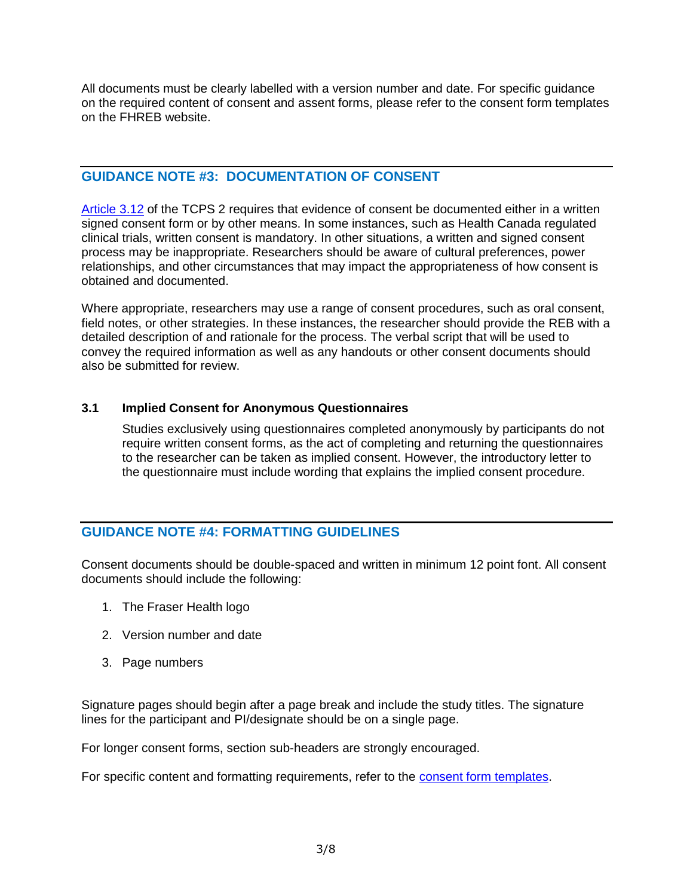All documents must be clearly labelled with a version number and date. For specific guidance on the required content of consent and assent forms, please refer to the consent form templates on the FHREB website.

## GUIDANCE NOTE #3: DOCUMENTATION OF CONSENT

Article 3.12 of the TCPS 2 requires that evidence of consent be documented either in a written signed consent form or by other means. In some instances, such as Health Canada regulated clinical trials, written consent is mandatory. In other situations, a written and signed consent process may be inappropriate. Researchers should be aware of cultural preferences, power relationships, and other circumstances that may impact the appropriateness of how consent is obtained and documented.

Where appropriate, researchers may use a range of consent procedures, such as oral consent, field notes, or other strategies. In these instances, the researcher should provide the REB with a detailed description of and rationale for the process. The verbal script that will be used to convey the required information as well as any handouts or other consent documents should also be submitted for review.

### 3.1 Implied Consent for Anonymous Questionnaires

Studies exclusively using questionnaires completed anonymously by participants do not require written consent forms, as the act of completing and returning the questionnaires to the researcher can be taken as implied consent. However, the introductory letter to the questionnaire must include wording that explains the implied consent procedure.

## GUIDANCE NOTE #4: FORMATTING GUIDELINES

Consent documents should be double-spaced and written in minimum 12 point font. All consent documents should include the following:

1. The Fraser Health logo
2. Version number and date
3. Page numbers

Signature pages should begin after a page break and include the study titles. The signature lines for the participant and PI/designate should be on a single page.

For longer consent forms, section sub-headers are strongly encouraged.

For specific content and formatting requirements, refer to the consent form templates.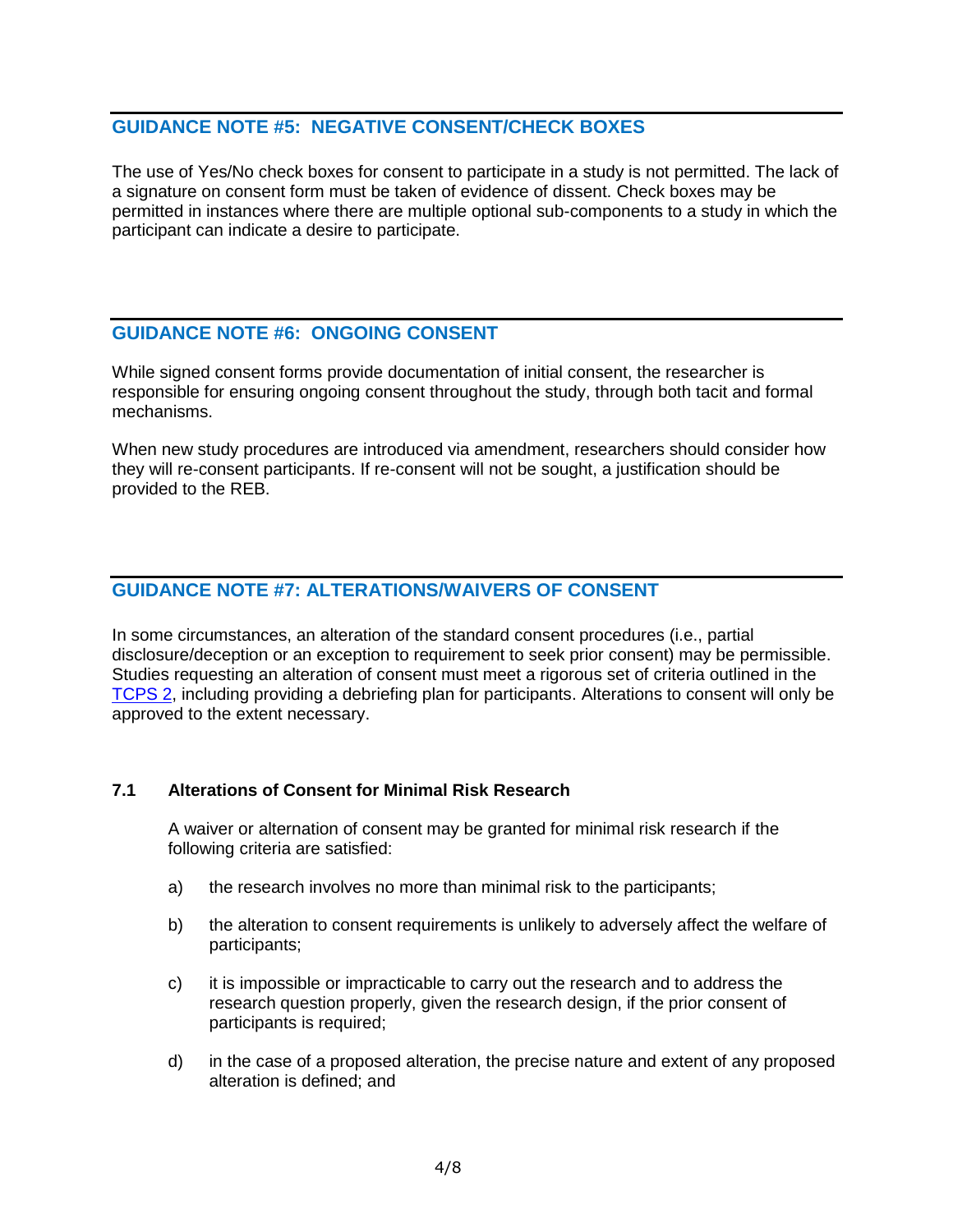## GUIDANCE NOTE #5: NEGATIVE CONSENT/CHECK BOXES

The use of Yes/No check boxes for consent to participate in a study is not permitted. The lack of a signature on consent form must be taken of evidence of dissent. Check boxes may be permitted in instances where there are multiple optional sub-components to a study in which the participant can indicate a desire to participate.

## GUIDANCE NOTE #6: ONGOING CONSENT

While signed consent forms provide documentation of initial consent, the researcher is responsible for ensuring ongoing consent throughout the study, through both tacit and formal mechanisms.

When new study procedures are introduced via amendment, researchers should consider how they will re-consent participants. If re-consent will not be sought, a justification should be provided to the REB.

## GUIDANCE NOTE #7: ALTERATIONS/WAIVERS OF CONSENT

In some circumstances, an alteration of the standard consent procedures (i.e., partial disclosure/deception or an exception to requirement to seek prior consent) may be permissible. Studies requesting an alteration of consent must meet a rigorous set of criteria outlined in the TCPS 2, including providing a debriefing plan for participants. Alterations to consent will only be approved to the extent necessary.

### 7.1 Alterations of Consent for Minimal Risk Research

A waiver or alternation of consent may be granted for minimal risk research if the following criteria are satisfied:

a) the research involves no more than minimal risk to the participants;

b) the alteration to consent requirements is unlikely to adversely affect the welfare of participants;

c) it is impossible or impracticable to carry out the research and to address the research question properly, given the research design, if the prior consent of participants is required;

d) in the case of a proposed alteration, the precise nature and extent of any proposed alteration is defined; and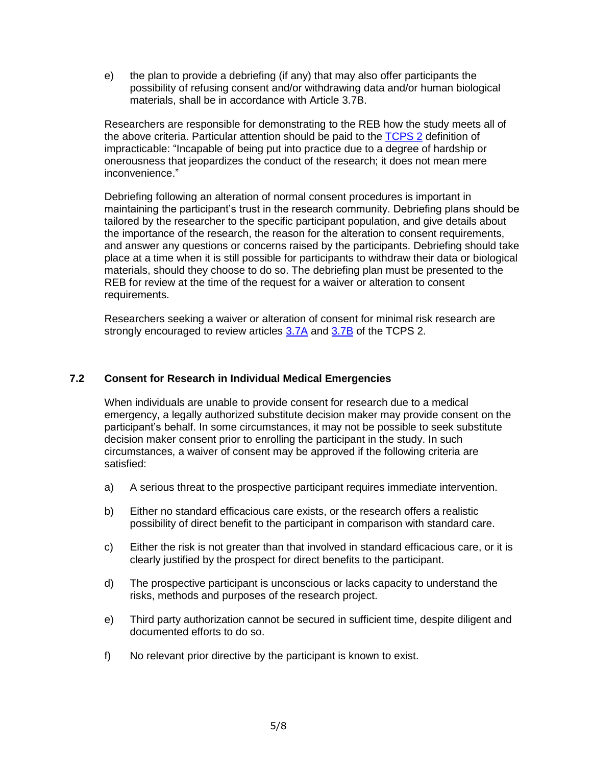e) the plan to provide a debriefing (if any) that may also offer participants the possibility of refusing consent and/or withdrawing data and/or human biological materials, shall be in accordance with Article 3.7B.

Researchers are responsible for demonstrating to the REB how the study meets all of the above criteria. Particular attention should be paid to the TCPS 2 definition of impracticable: "Incapable of being put into practice due to a degree of hardship or onerousness that jeopardizes the conduct of the research; it does not mean mere inconvenience."

Debriefing following an alteration of normal consent procedures is important in maintaining the participant's trust in the research community. Debriefing plans should be tailored by the researcher to the specific participant population, and give details about the importance of the research, the reason for the alteration to consent requirements, and answer any questions or concerns raised by the participants. Debriefing should take place at a time when it is still possible for participants to withdraw their data or biological materials, should they choose to do so. The debriefing plan must be presented to the REB for review at the time of the request for a waiver or alteration to consent requirements.

Researchers seeking a waiver or alteration of consent for minimal risk research are strongly encouraged to review articles 3.7A and 3.7B of the TCPS 2.

## 7.2 Consent for Research in Individual Medical Emergencies

When individuals are unable to provide consent for research due to a medical emergency, a legally authorized substitute decision maker may provide consent on the participant's behalf. In some circumstances, it may not be possible to seek substitute decision maker consent prior to enrolling the participant in the study. In such circumstances, a waiver of consent may be approved if the following criteria are satisfied:

a) A serious threat to the prospective participant requires immediate intervention.

b) Either no standard efficacious care exists, or the research offers a realistic possibility of direct benefit to the participant in comparison with standard care.

c) Either the risk is not greater than that involved in standard efficacious care, or it is clearly justified by the prospect for direct benefits to the participant.

d) The prospective participant is unconscious or lacks capacity to understand the risks, methods and purposes of the research project.

e) Third party authorization cannot be secured in sufficient time, despite diligent and documented efforts to do so.

f) No relevant prior directive by the participant is known to exist.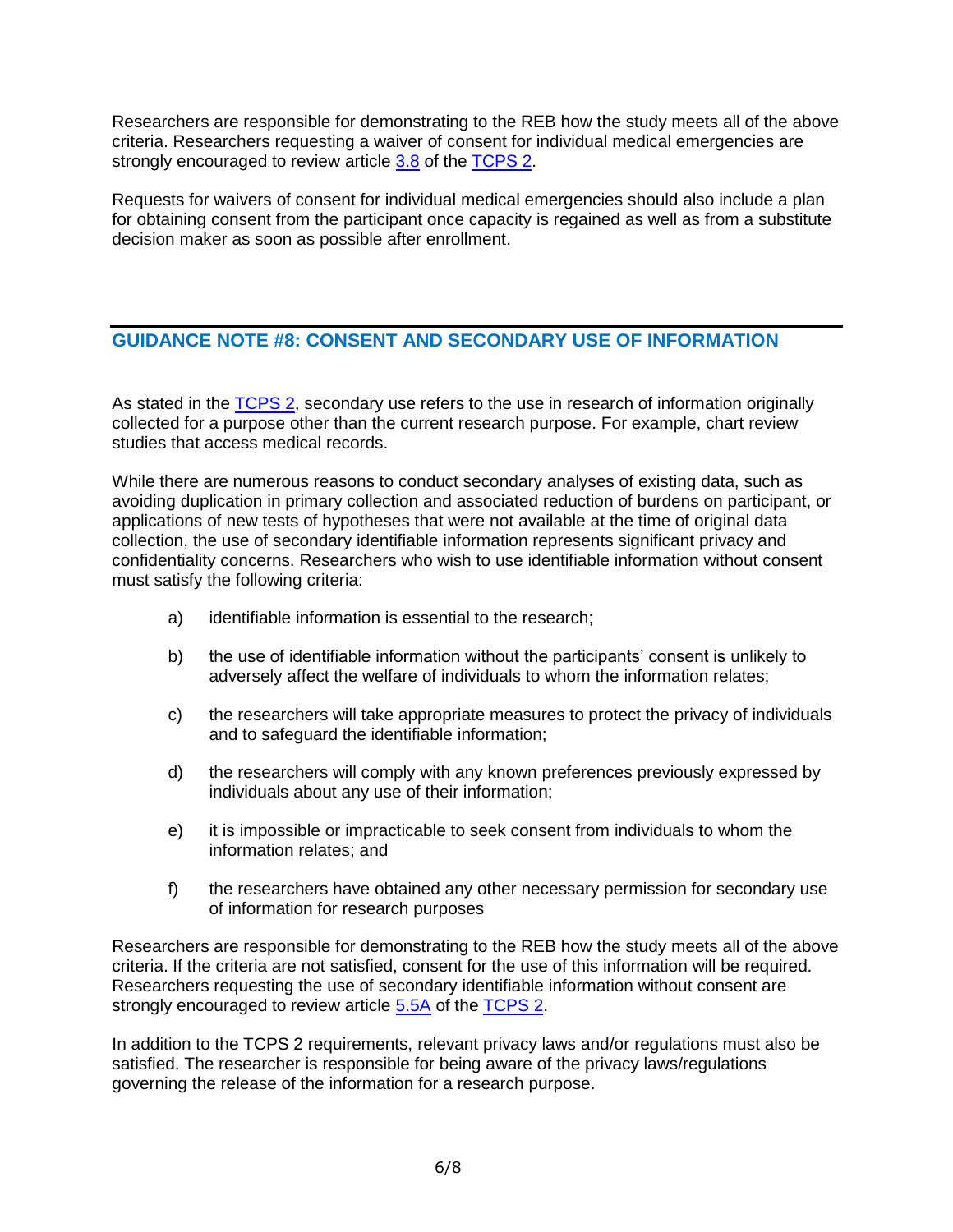Researchers are responsible for demonstrating to the REB how the study meets all of the above criteria. Researchers requesting a waiver of consent for individual medical emergencies are strongly encouraged to review article 3.8 of the TCPS 2.

Requests for waivers of consent for individual medical emergencies should also include a plan for obtaining consent from the participant once capacity is regained as well as from a substitute decision maker as soon as possible after enrollment.

## GUIDANCE NOTE #8: CONSENT AND SECONDARY USE OF INFORMATION

As stated in the TCPS 2, secondary use refers to the use in research of information originally collected for a purpose other than the current research purpose. For example, chart review studies that access medical records.

While there are numerous reasons to conduct secondary analyses of existing data, such as avoiding duplication in primary collection and associated reduction of burdens on participant, or applications of new tests of hypotheses that were not available at the time of original data collection, the use of secondary identifiable information represents significant privacy and confidentiality concerns. Researchers who wish to use identifiable information without consent must satisfy the following criteria:

a) identifiable information is essential to the research;

b) the use of identifiable information without the participants' consent is unlikely to adversely affect the welfare of individuals to whom the information relates;

c) the researchers will take appropriate measures to protect the privacy of individuals and to safeguard the identifiable information;

d) the researchers will comply with any known preferences previously expressed by individuals about any use of their information;

e) it is impossible or impracticable to seek consent from individuals to whom the information relates; and

f) the researchers have obtained any other necessary permission for secondary use of information for research purposes

Researchers are responsible for demonstrating to the REB how the study meets all of the above criteria. If the criteria are not satisfied, consent for the use of this information will be required. Researchers requesting the use of secondary identifiable information without consent are strongly encouraged to review article 5.5A of the TCPS 2.

In addition to the TCPS 2 requirements, relevant privacy laws and/or regulations must also be satisfied. The researcher is responsible for being aware of the privacy laws/regulations governing the release of the information for a research purpose.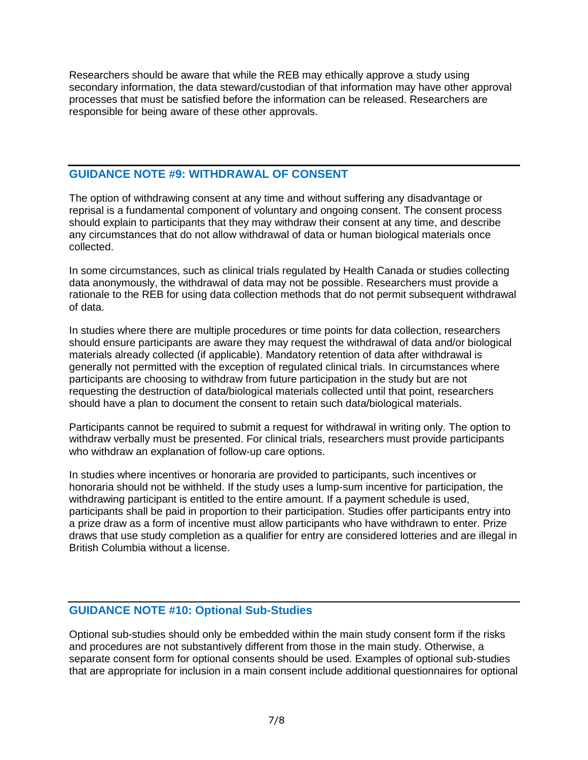Researchers should be aware that while the REB may ethically approve a study using secondary information, the data steward/custodian of that information may have other approval processes that must be satisfied before the information can be released. Researchers are responsible for being aware of these other approvals.

## GUIDANCE NOTE #9: WITHDRAWAL OF CONSENT

The option of withdrawing consent at any time and without suffering any disadvantage or reprisal is a fundamental component of voluntary and ongoing consent. The consent process should explain to participants that they may withdraw their consent at any time, and describe any circumstances that do not allow withdrawal of data or human biological materials once collected.

In some circumstances, such as clinical trials regulated by Health Canada or studies collecting data anonymously, the withdrawal of data may not be possible. Researchers must provide a rationale to the REB for using data collection methods that do not permit subsequent withdrawal of data.

In studies where there are multiple procedures or time points for data collection, researchers should ensure participants are aware they may request the withdrawal of data and/or biological materials already collected (if applicable). Mandatory retention of data after withdrawal is generally not permitted with the exception of regulated clinical trials. In circumstances where participants are choosing to withdraw from future participation in the study but are not requesting the destruction of data/biological materials collected until that point, researchers should have a plan to document the consent to retain such data/biological materials.

Participants cannot be required to submit a request for withdrawal in writing only. The option to withdraw verbally must be presented. For clinical trials, researchers must provide participants who withdraw an explanation of follow-up care options.

In studies where incentives or honoraria are provided to participants, such incentives or honoraria should not be withheld. If the study uses a lump-sum incentive for participation, the withdrawing participant is entitled to the entire amount. If a payment schedule is used, participants shall be paid in proportion to their participation. Studies offer participants entry into a prize draw as a form of incentive must allow participants who have withdrawn to enter. Prize draws that use study completion as a qualifier for entry are considered lotteries and are illegal in British Columbia without a license.

## GUIDANCE NOTE #10: Optional Sub-Studies

Optional sub-studies should only be embedded within the main study consent form if the risks and procedures are not substantively different from those in the main study. Otherwise, a separate consent form for optional consents should be used. Examples of optional sub-studies that are appropriate for inclusion in a main consent include additional questionnaires for optional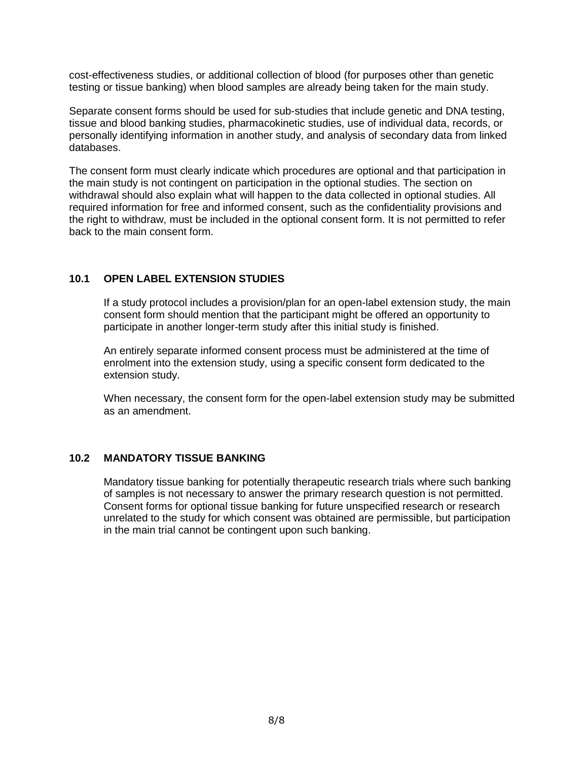cost-effectiveness studies, or additional collection of blood (for purposes other than genetic testing or tissue banking) when blood samples are already being taken for the main study.

Separate consent forms should be used for sub-studies that include genetic and DNA testing, tissue and blood banking studies, pharmacokinetic studies, use of individual data, records, or personally identifying information in another study, and analysis of secondary data from linked databases.

The consent form must clearly indicate which procedures are optional and that participation in the main study is not contingent on participation in the optional studies. The section on withdrawal should also explain what will happen to the data collected in optional studies. All required information for free and informed consent, such as the confidentiality provisions and the right to withdraw, must be included in the optional consent form. It is not permitted to refer back to the main consent form.

### 10.1 OPEN LABEL EXTENSION STUDIES

If a study protocol includes a provision/plan for an open-label extension study, the main consent form should mention that the participant might be offered an opportunity to participate in another longer-term study after this initial study is finished.

An entirely separate informed consent process must be administered at the time of enrolment into the extension study, using a specific consent form dedicated to the extension study.

When necessary, the consent form for the open-label extension study may be submitted as an amendment.

### 10.2 MANDATORY TISSUE BANKING

Mandatory tissue banking for potentially therapeutic research trials where such banking of samples is not necessary to answer the primary research question is not permitted. Consent forms for optional tissue banking for future unspecified research or research unrelated to the study for which consent was obtained are permissible, but participation in the main trial cannot be contingent upon such banking.